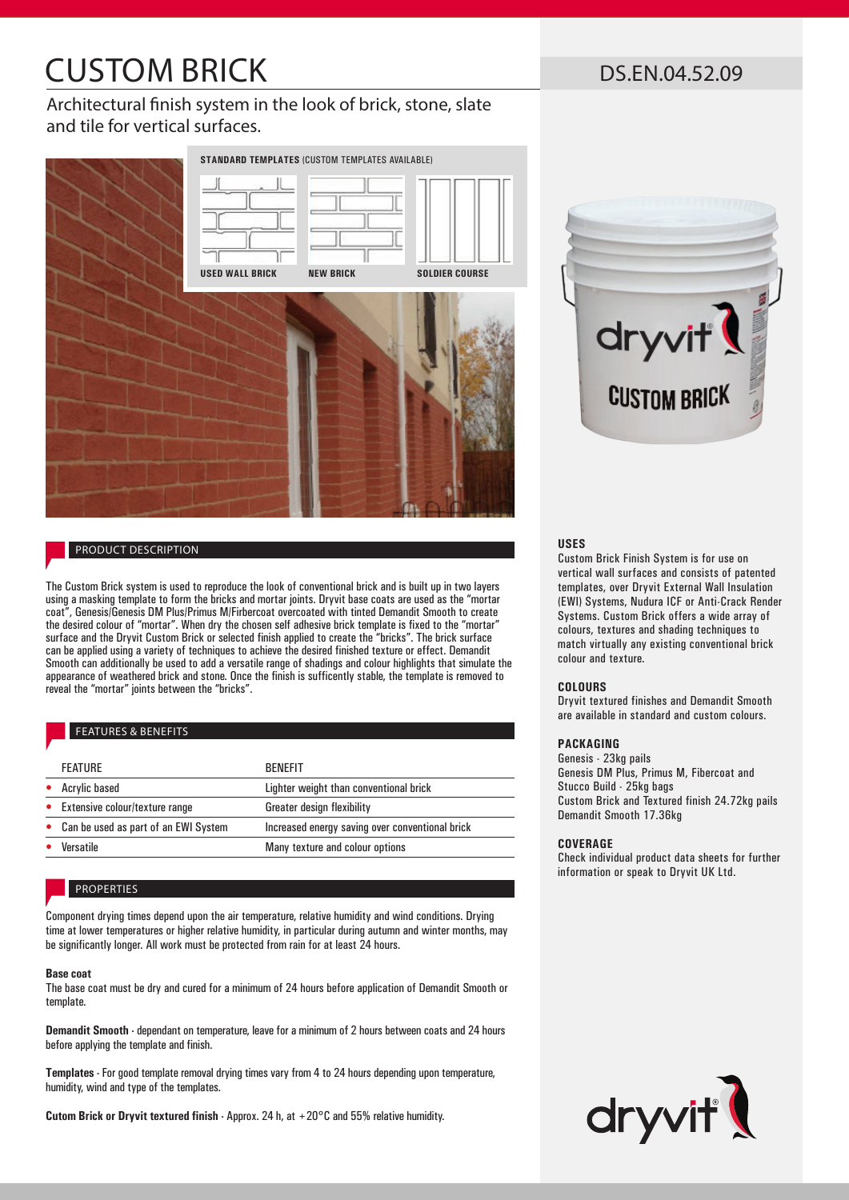# CUSTOM BRICK

DS.EN.04.52.09

Architectural finish system in the look of brick, stone, slate and tile for vertical surfaces.

**STANDARD TEMPLATES** (CUSTOM TEMPLATES AVAILABLE)

**USED WALL BRICK** **NEW BRICK** **SOLDIER COURSE**

## PRODUCT DESCRIPTION

The Custom Brick system is used to reproduce the look of conventional brick and is built up in two layers using a masking template to form the bricks and mortar joints. Dryvit base coats are used as the "mortar coat", Genesis/Genesis DM Plus/Primus M/Firbercoat overcoated with tinted Demandit Smooth to create the desired colour of "mortar". When dry the chosen self adhesive brick template is fixed to the "mortar" surface and the Dryvit Custom Brick or selected finish applied to create the "bricks". The brick surface can be applied using a variety of techniques to achieve the desired finished texture or effect. Demandit Smooth can additionally be used to add a versatile range of shadings and colour highlights that simulate the appearance of weathered brick and stone. Once the finish is sufficently stable, the template is removed to reveal the "mortar" joints between the "bricks".

## FEATURES & BENEFITS

| FEATURE | BENEFIT |
|---|---|
| • Acrylic based | Lighter weight than conventional brick |
| • Extensive colour/texture range | Greater design flexibility |
| • Can be used as part of an EWI System | Increased energy saving over conventional brick |
| • Versatile | Many texture and colour options |

## PROPERTIES

Component drying times depend upon the air temperature, relative humidity and wind conditions. Drying time at lower temperatures or higher relative humidity, in particular during autumn and winter months, may be significantly longer. All work must be protected from rain for at least 24 hours.

**Base coat**

The base coat must be dry and cured for a minimum of 24 hours before application of Demandit Smooth or template.

**Demandit Smooth** - dependant on temperature, leave for a minimum of 2 hours between coats and 24 hours before applying the template and finish.

**Templates** - For good template removal drying times vary from 4 to 24 hours depending upon temperature, humidity, wind and type of the templates.

**Cutom Brick or Dryvit textured finish** - Approx. 24 h, at +20°C and 55% relative humidity.

### USES

Custom Brick Finish System is for use on vertical wall surfaces and consists of patented templates, over Dryvit External Wall Insulation (EWI) Systems, Nudura ICF or Anti-Crack Render Systems. Custom Brick offers a wide array of colours, textures and shading techniques to match virtually any existing conventional brick colour and texture.

### COLOURS

Dryvit textured finishes and Demandit Smooth are available in standard and custom colours.

### PACKAGING

Genesis - 23kg pails
Genesis DM Plus, Primus M, Fibercoat and Stucco Build - 25kg bags
Custom Brick and Textured finish 24.72kg pails
Demandit Smooth 17.36kg

### COVERAGE

Check individual product data sheets for further information or speak to Dryvit UK Ltd.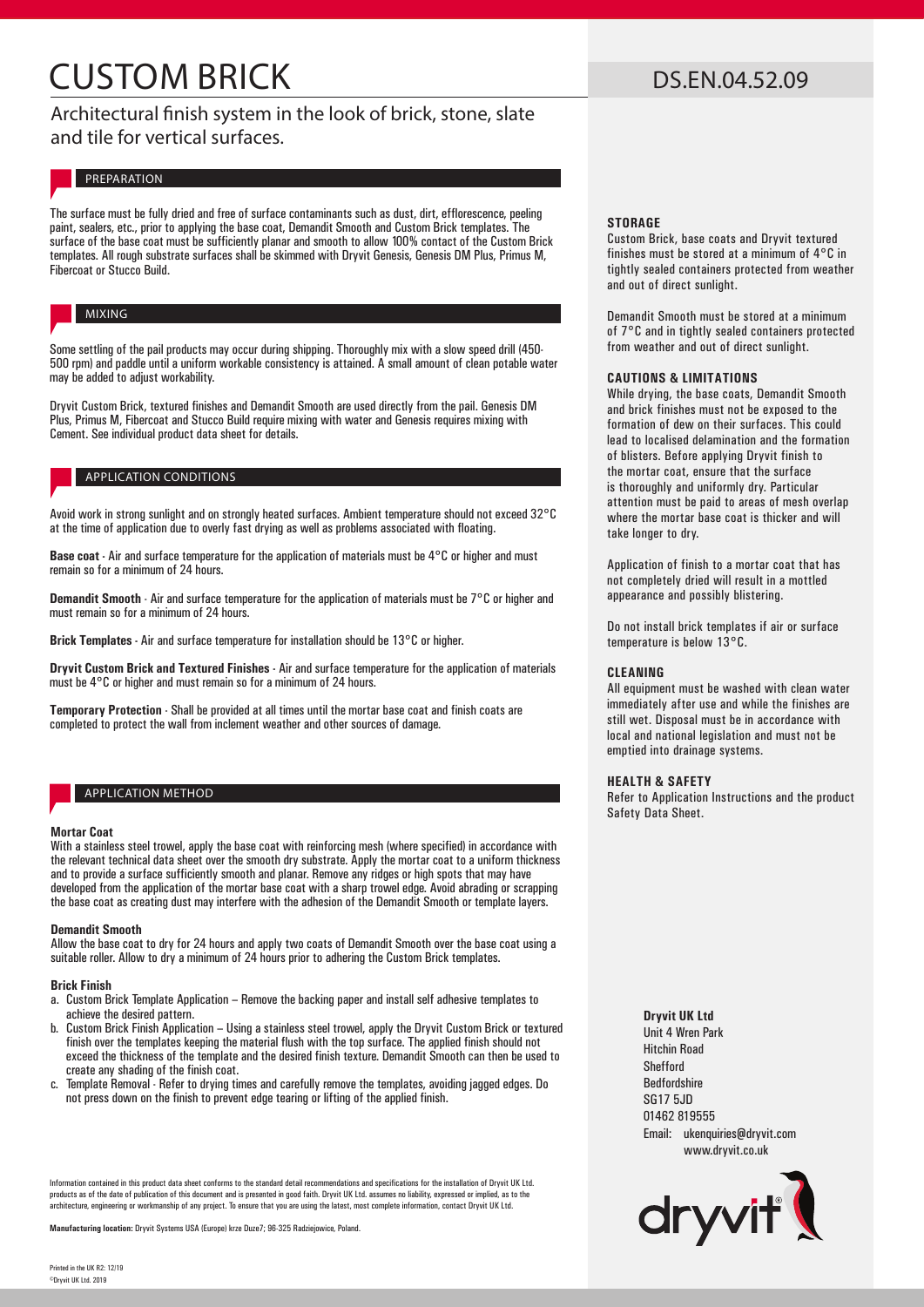# CUSTOM BRICK

DS.EN.04.52.09

Architectural finish system in the look of brick, stone, slate and tile for vertical surfaces.

## PREPARATION

The surface must be fully dried and free of surface contaminants such as dust, dirt, efflorescence, peeling paint, sealers, etc., prior to applying the base coat, Demandit Smooth and Custom Brick templates. The surface of the base coat must be sufficiently planar and smooth to allow 100% contact of the Custom Brick templates. All rough substrate surfaces shall be skimmed with Dryvit Genesis, Genesis DM Plus, Primus M, Fibercoat or Stucco Build.

## MIXING

Some settling of the pail products may occur during shipping. Thoroughly mix with a slow speed drill (450-500 rpm) and paddle until a uniform workable consistency is attained. A small amount of clean potable water may be added to adjust workability.

Dryvit Custom Brick, textured finishes and Demandit Smooth are used directly from the pail. Genesis DM Plus, Primus M, Fibercoat and Stucco Build require mixing with water and Genesis requires mixing with Cement. See individual product data sheet for details.

## APPLICATION CONDITIONS

Avoid work in strong sunlight and on strongly heated surfaces. Ambient temperature should not exceed 32°C at the time of application due to overly fast drying as well as problems associated with floating.

**Base coat** - Air and surface temperature for the application of materials must be 4°C or higher and must remain so for a minimum of 24 hours.

**Demandit Smooth** - Air and surface temperature for the application of materials must be 7°C or higher and must remain so for a minimum of 24 hours.

**Brick Templates** - Air and surface temperature for installation should be 13°C or higher.

**Dryvit Custom Brick and Textured Finishes** - Air and surface temperature for the application of materials must be 4°C or higher and must remain so for a minimum of 24 hours.

**Temporary Protection** - Shall be provided at all times until the mortar base coat and finish coats are completed to protect the wall from inclement weather and other sources of damage.

## APPLICATION METHOD

**Mortar Coat**

With a stainless steel trowel, apply the base coat with reinforcing mesh (where specified) in accordance with the relevant technical data sheet over the smooth dry substrate. Apply the mortar coat to a uniform thickness and to provide a surface sufficiently smooth and planar. Remove any ridges or high spots that may have developed from the application of the mortar base coat with a sharp trowel edge. Avoid abrading or scrapping the base coat as creating dust may interfere with the adhesion of the Demandit Smooth or template layers.

**Demandit Smooth**

Allow the base coat to dry for 24 hours and apply two coats of Demandit Smooth over the base coat using a suitable roller. Allow to dry a minimum of 24 hours prior to adhering the Custom Brick templates.

**Brick Finish**

a. Custom Brick Template Application – Remove the backing paper and install self adhesive templates to achieve the desired pattern.
b. Custom Brick Finish Application – Using a stainless steel trowel, apply the Dryvit Custom Brick or textured finish over the templates keeping the material flush with the top surface. The applied finish should not exceed the thickness of the template and the desired finish texture. Demandit Smooth can then be used to create any shading of the finish coat.
c. Template Removal - Refer to drying times and carefully remove the templates, avoiding jagged edges. Do not press down on the finish to prevent edge tearing or lifting of the applied finish.

Information contained in this product data sheet conforms to the standard detail recommendations and specifications for the installation of Dryvit UK Ltd. products as of the date of publication of this document and is presented in good faith. Dryvit UK Ltd. assumes no liability, expressed or implied, as to the architecture, engineering or workmanship of any project. To ensure that you are using the latest, most complete information, contact Dryvit UK Ltd.

**Manufacturing location:** Dryvit Systems USA (Europe) krze Duze7; 96-325 Radziejowice, Poland.

**STORAGE**

Custom Brick, base coats and Dryvit textured finishes must be stored at a minimum of 4°C in tightly sealed containers protected from weather and out of direct sunlight.

Demandit Smooth must be stored at a minimum of 7°C and in tightly sealed containers protected from weather and out of direct sunlight.

**CAUTIONS & LIMITATIONS**

While drying, the base coats, Demandit Smooth and brick finishes must not be exposed to the formation of dew on their surfaces. This could lead to localised delamination and the formation of blisters. Before applying Dryvit finish to the mortar coat, ensure that the surface is thoroughly and uniformly dry. Particular attention must be paid to areas of mesh overlap where the mortar base coat is thicker and will take longer to dry.

Application of finish to a mortar coat that has not completely dried will result in a mottled appearance and possibly blistering.

Do not install brick templates if air or surface temperature is below 13°C.

**CLEANING**

All equipment must be washed with clean water immediately after use and while the finishes are still wet. Disposal must be in accordance with local and national legislation and must not be emptied into drainage systems.

**HEALTH & SAFETY**

Refer to Application Instructions and the product Safety Data Sheet.

**Dryvit UK Ltd**
Unit 4 Wren Park
Hitchin Road
Shefford
Bedfordshire
SG17 5JD
01462 819555
Email: ukenquiries@dryvit.com
www.dryvit.co.uk

dryvit®

Printed in the UK R2: 12/19
©Dryvit UK Ltd. 2019